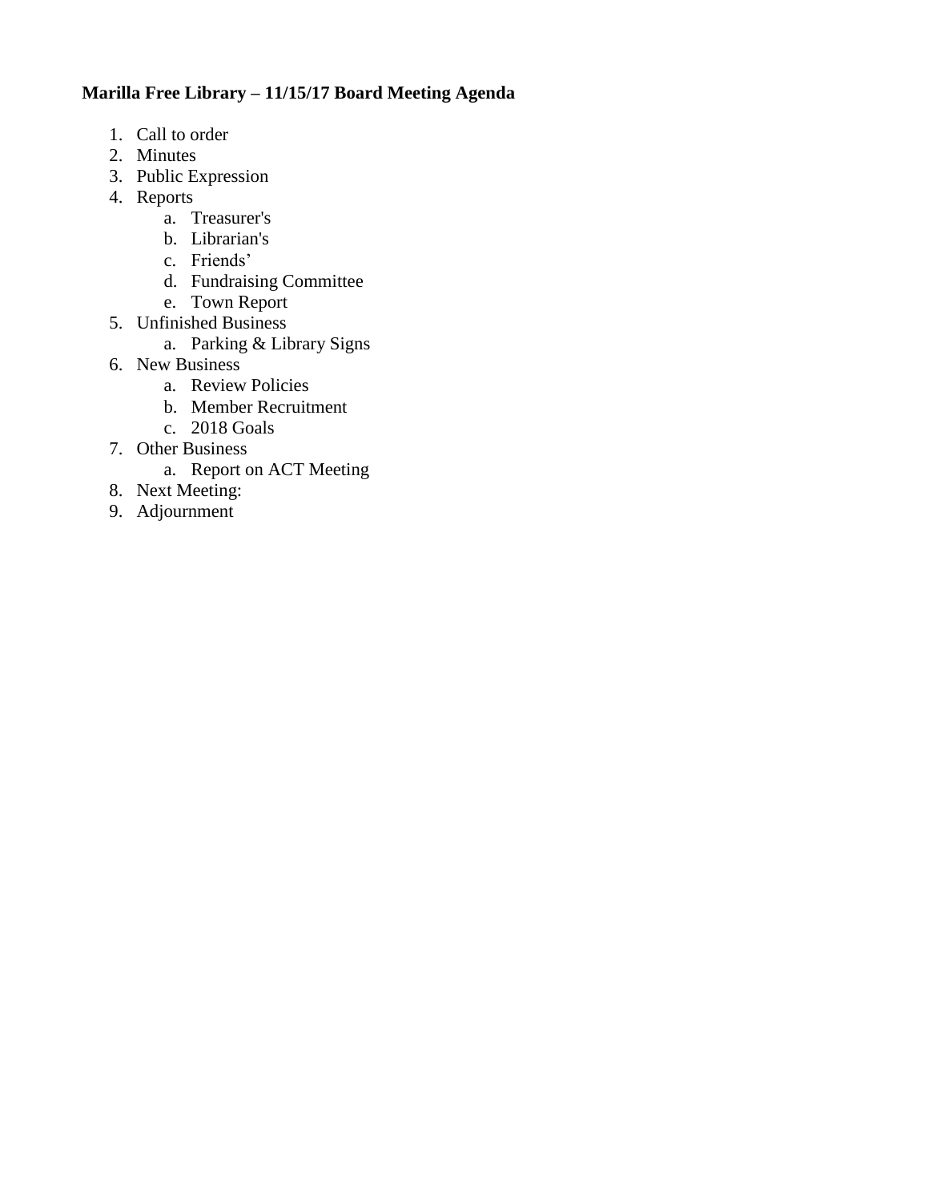**Marilla Free Library – 11/15/17 Board Meeting Agenda**

1. Call to order
2. Minutes
3. Public Expression
4. Reports
    a. Treasurer's
    b. Librarian's
    c. Friends’
    d. Fundraising Committee
    e. Town Report
5. Unfinished Business
    a. Parking & Library Signs
6. New Business
    a. Review Policies
    b. Member Recruitment
    c. 2018 Goals
7. Other Business
    a. Report on ACT Meeting
8. Next Meeting:
9. Adjournment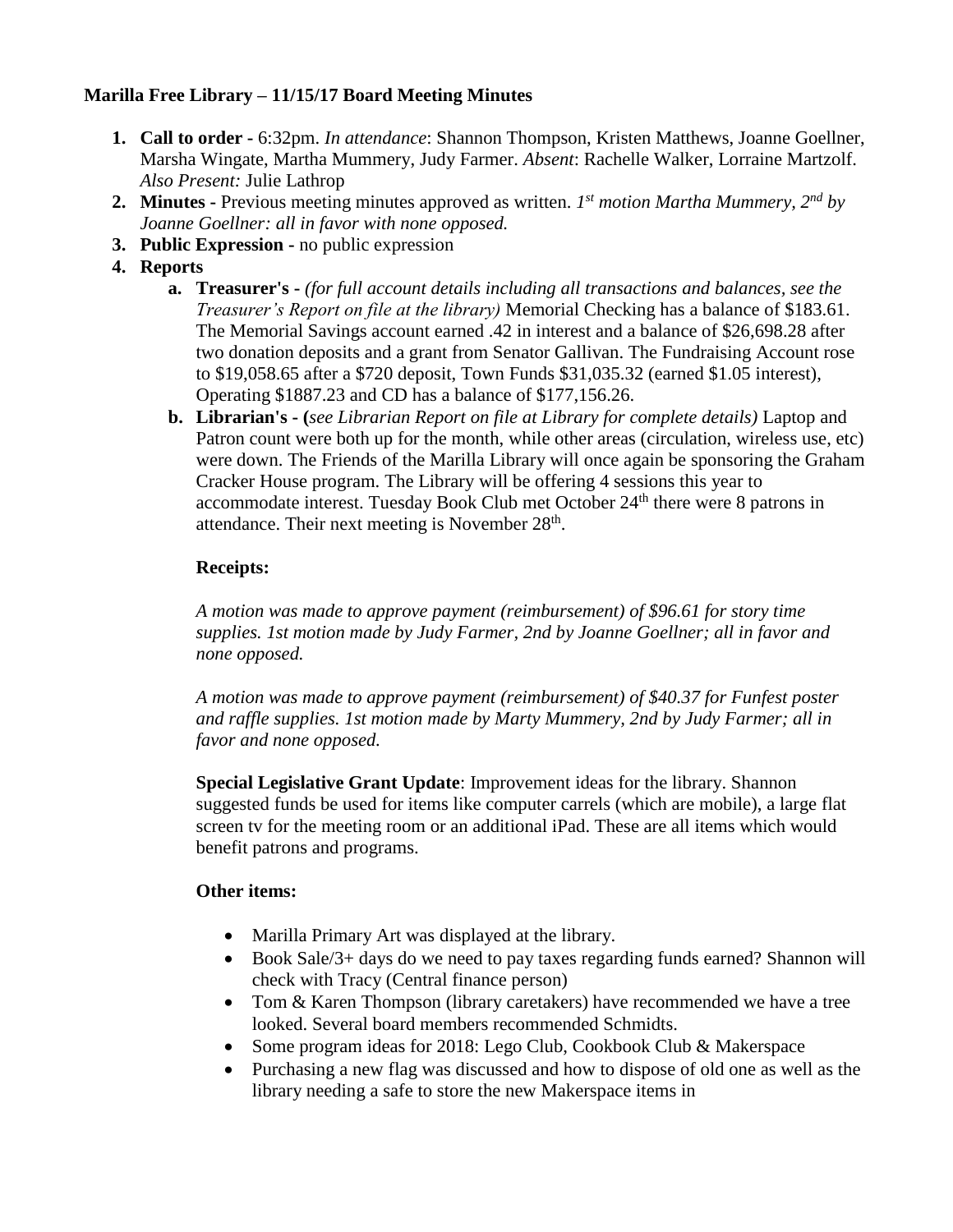**Marilla Free Library – 11/15/17 Board Meeting Minutes**

1. **Call to order -** 6:32pm. *In attendance*: Shannon Thompson, Kristen Matthews, Joanne Goellner, Marsha Wingate, Martha Mummery, Judy Farmer. *Absent*: Rachelle Walker, Lorraine Martzolf. *Also Present:* Julie Lathrop
2. **Minutes -** Previous meeting minutes approved as written. *1st motion Martha Mummery, 2nd by Joanne Goellner: all in favor with none opposed.*
3. **Public Expression -** no public expression
4. **Reports**
   a. **Treasurer's -** *(for full account details including all transactions and balances, see the Treasurer's Report on file at the library)* Memorial Checking has a balance of $183.61. The Memorial Savings account earned .42 in interest and a balance of $26,698.28 after two donation deposits and a grant from Senator Gallivan. The Fundraising Account rose to $19,058.65 after a $720 deposit, Town Funds $31,035.32 (earned $1.05 interest), Operating $1887.23 and CD has a balance of $177,156.26.
   
   b. **Librarian's - (***see Librarian Report on file at Library for complete details)* Laptop and Patron count were both up for the month, while other areas (circulation, wireless use, etc) were down. The Friends of the Marilla Library will once again be sponsoring the Graham Cracker House program. The Library will be offering 4 sessions this year to accommodate interest. Tuesday Book Club met October 24th there were 8 patrons in attendance. Their next meeting is November 28th.

   **Receipts:**

   *A motion was made to approve payment (reimbursement) of $96.61 for story time supplies. 1st motion made by Judy Farmer, 2nd by Joanne Goellner; all in favor and none opposed.*

   *A motion was made to approve payment (reimbursement) of $40.37 for Funfest poster and raffle supplies. 1st motion made by Marty Mummery, 2nd by Judy Farmer; all in favor and none opposed.*

   **Special Legislative Grant Update**: Improvement ideas for the library. Shannon suggested funds be used for items like computer carrels (which are mobile), a large flat screen tv for the meeting room or an additional iPad. These are all items which would benefit patrons and programs.

   **Other items:**

   - Marilla Primary Art was displayed at the library.
   - Book Sale/3+ days do we need to pay taxes regarding funds earned? Shannon will check with Tracy (Central finance person)
   - Tom & Karen Thompson (library caretakers) have recommended we have a tree looked. Several board members recommended Schmidts.
   - Some program ideas for 2018: Lego Club, Cookbook Club & Makerspace
   - Purchasing a new flag was discussed and how to dispose of old one as well as the library needing a safe to store the new Makerspace items in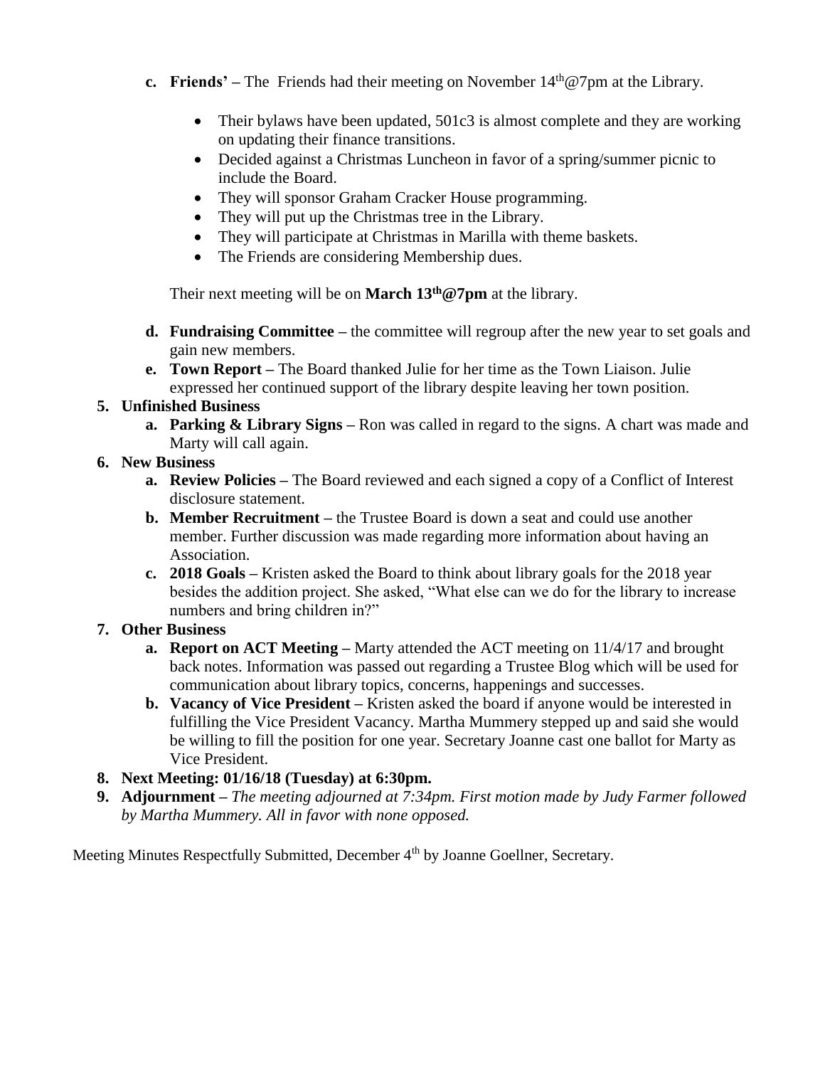c. **Friends' –** The Friends had their meeting on November 14th@7pm at the Library.

   - Their bylaws have been updated, 501c3 is almost complete and they are working on updating their finance transitions.
   - Decided against a Christmas Luncheon in favor of a spring/summer picnic to include the Board.
   - They will sponsor Graham Cracker House programming.
   - They will put up the Christmas tree in the Library.
   - They will participate at Christmas in Marilla with theme baskets.
   - The Friends are considering Membership dues.

   Their next meeting will be on **March 13th@7pm** at the library.

d. **Fundraising Committee –** the committee will regroup after the new year to set goals and gain new members.

e. **Town Report –** The Board thanked Julie for her time as the Town Liaison. Julie expressed her continued support of the library despite leaving her town position.

5. **Unfinished Business**
   a. **Parking & Library Signs –** Ron was called in regard to the signs. A chart was made and Marty will call again.

6. **New Business**
   a. **Review Policies –** The Board reviewed and each signed a copy of a Conflict of Interest disclosure statement.
   b. **Member Recruitment –** the Trustee Board is down a seat and could use another member. Further discussion was made regarding more information about having an Association.
   c. **2018 Goals –** Kristen asked the Board to think about library goals for the 2018 year besides the addition project. She asked, "What else can we do for the library to increase numbers and bring children in?"

7. **Other Business**
   a. **Report on ACT Meeting –** Marty attended the ACT meeting on 11/4/17 and brought back notes. Information was passed out regarding a Trustee Blog which will be used for communication about library topics, concerns, happenings and successes.
   b. **Vacancy of Vice President –** Kristen asked the board if anyone would be interested in fulfilling the Vice President Vacancy. Martha Mummery stepped up and said she would be willing to fill the position for one year. Secretary Joanne cast one ballot for Marty as Vice President.

8. **Next Meeting: 01/16/18 (Tuesday) at 6:30pm.**

9. **Adjournment –** *The meeting adjourned at 7:34pm. First motion made by Judy Farmer followed by Martha Mummery. All in favor with none opposed.*

Meeting Minutes Respectfully Submitted, December 4th by Joanne Goellner, Secretary.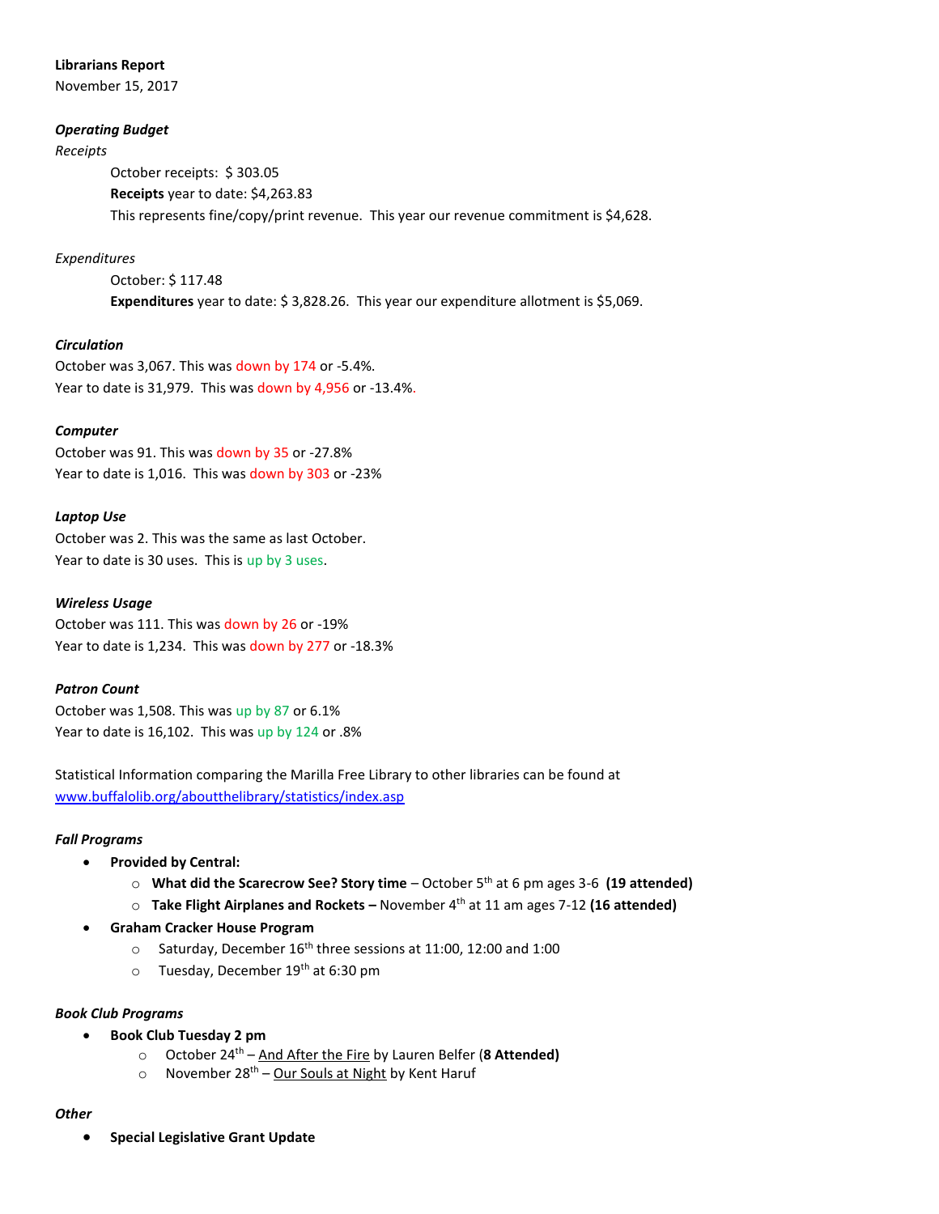**Librarians Report**

November 15, 2017

***Operating Budget***

*Receipts*

October receipts: $ 303.05

**Receipts** year to date: $4,263.83

This represents fine/copy/print revenue. This year our revenue commitment is $4,628.

*Expenditures*

October: $ 117.48

**Expenditures** year to date: $ 3,828.26. This year our expenditure allotment is $5,069.

***Circulation***

October was 3,067. This was down by 174 or -5.4%.

Year to date is 31,979. This was down by 4,956 or -13.4%.

***Computer***

October was 91. This was down by 35 or -27.8%

Year to date is 1,016. This was down by 303 or -23%

***Laptop Use***

October was 2. This was the same as last October.

Year to date is 30 uses. This is up by 3 uses.

***Wireless Usage***

October was 111. This was down by 26 or -19%

Year to date is 1,234. This was down by 277 or -18.3%

***Patron Count***

October was 1,508. This was up by 87 or 6.1%

Year to date is 16,102. This was up by 124 or .8%

Statistical Information comparing the Marilla Free Library to other libraries can be found at www.buffalolib.org/aboutthelibrary/statistics/index.asp

***Fall Programs***

- **Provided by Central:**
  - **What did the Scarecrow See? Story time** – October 5th at 6 pm ages 3-6 **(19 attended)**
  - **Take Flight Airplanes and Rockets –** November 4th at 11 am ages 7-12 **(16 attended)**
- **Graham Cracker House Program**
  - Saturday, December 16th three sessions at 11:00, 12:00 and 1:00
  - Tuesday, December 19th at 6:30 pm

***Book Club Programs***

- **Book Club Tuesday 2 pm**
  - October 24th – And After the Fire by Lauren Belfer (**8 Attended)**
  - November 28th – Our Souls at Night by Kent Haruf

***Other***

- **Special Legislative Grant Update**